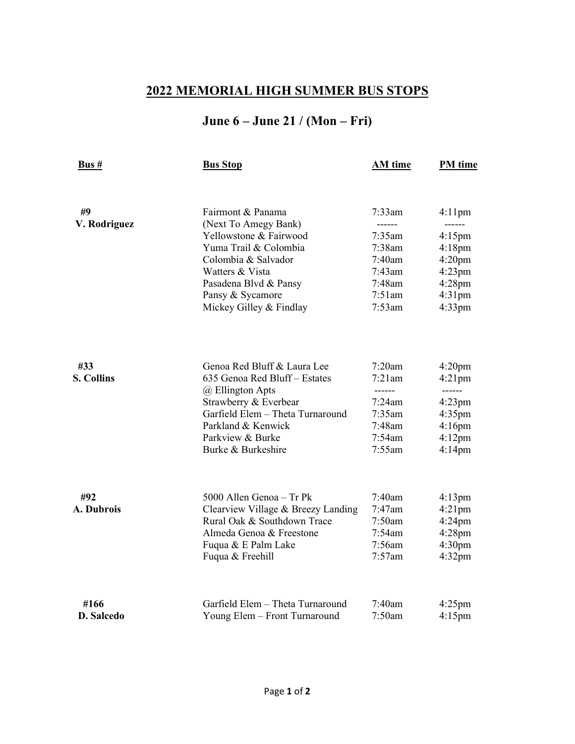# 2022 MEMORIAL HIGH SUMMER BUS STOPS

## June 6 – June 21 / (Mon – Fri)

| Bus # | Bus Stop | AM time | PM time |
|---|---|---|---|
| #9 | Fairmont & Panama | 7:33am | 4:11pm |
| V. Rodriguez | (Next To Amegy Bank) | ------ | ------ |
| | Yellowstone & Fairwood | 7:35am | 4:15pm |
| | Yuma Trail & Colombia | 7:38am | 4:18pm |
| | Colombia & Salvador | 7:40am | 4:20pm |
| | Watters & Vista | 7:43am | 4:23pm |
| | Pasadena Blvd & Pansy | 7:48am | 4:28pm |
| | Pansy & Sycamore | 7:51am | 4:31pm |
| | Mickey Gilley & Findlay | 7:53am | 4:33pm |
| #33 | Genoa Red Bluff & Laura Lee | 7:20am | 4:20pm |
| S. Collins | 635 Genoa Red Bluff – Estates | 7:21am | 4:21pm |
| | @ Ellington Apts | ------ | ------ |
| | Strawberry & Everbear | 7:24am | 4:23pm |
| | Garfield Elem – Theta Turnaround | 7:35am | 4:35pm |
| | Parkland & Kenwick | 7:48am | 4:16pm |
| | Parkview & Burke | 7:54am | 4:12pm |
| | Burke & Burkeshire | 7:55am | 4:14pm |
| #92 | 5000 Allen Genoa – Tr Pk | 7:40am | 4:13pm |
| A. Dubrois | Clearview Village & Breezy Landing | 7:47am | 4:21pm |
| | Rural Oak & Southdown Trace | 7:50am | 4:24pm |
| | Almeda Genoa & Freestone | 7:54am | 4:28pm |
| | Fuqua & E Palm Lake | 7:56am | 4:30pm |
| | Fuqua & Freehill | 7:57am | 4:32pm |
| #166 | Garfield Elem – Theta Turnaround | 7:40am | 4:25pm |
| D. Salcedo | Young Elem – Front Turnaround | 7:50am | 4:15pm |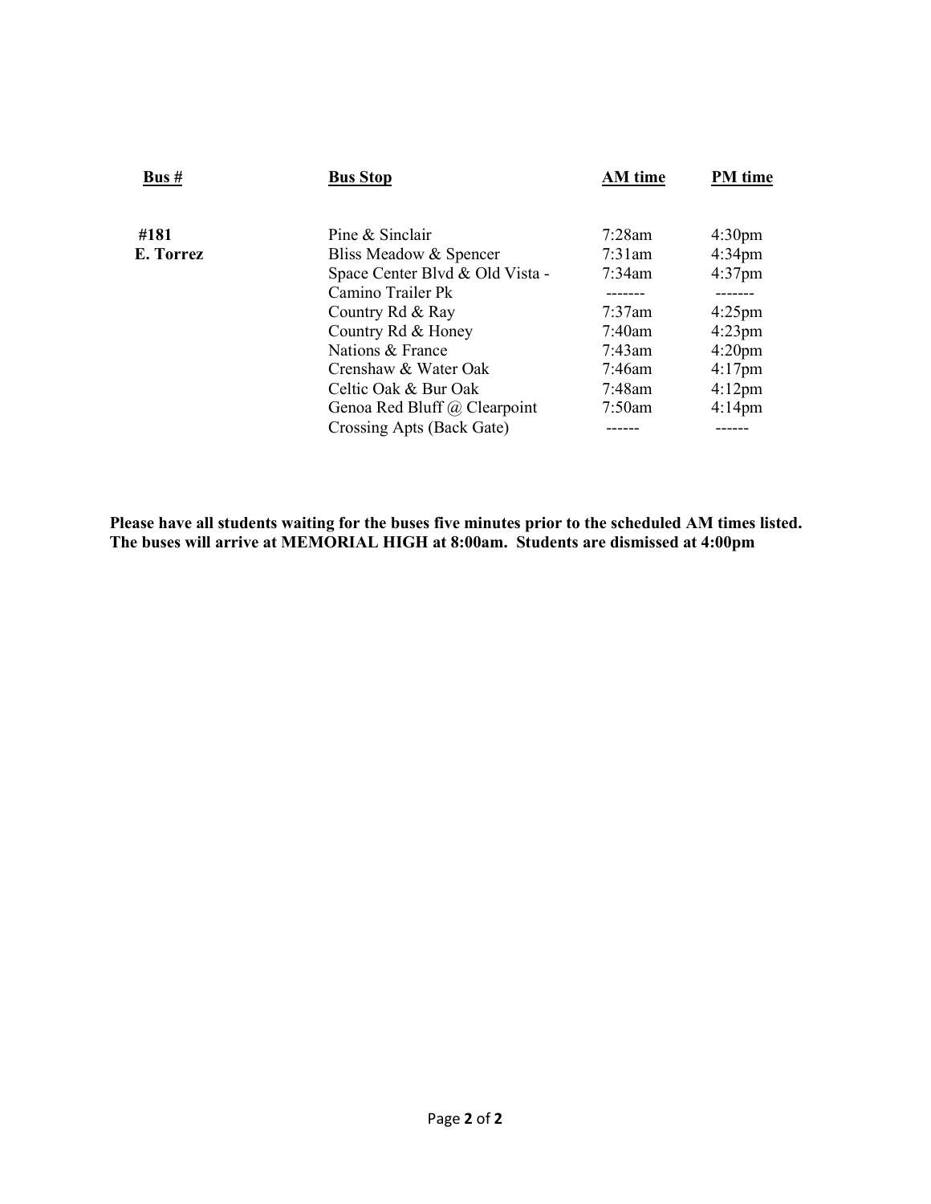| Bus # | Bus Stop | AM time | PM time |
| --- | --- | --- | --- |
| #181 | Pine & Sinclair | 7:28am | 4:30pm |
| E. Torrez | Bliss Meadow & Spencer | 7:31am | 4:34pm |
| | Space Center Blvd & Old Vista - | 7:34am | 4:37pm |
| | Camino Trailer Pk | ------- | ------- |
| | Country Rd & Ray | 7:37am | 4:25pm |
| | Country Rd & Honey | 7:40am | 4:23pm |
| | Nations & France | 7:43am | 4:20pm |
| | Crenshaw & Water Oak | 7:46am | 4:17pm |
| | Celtic Oak & Bur Oak | 7:48am | 4:12pm |
| | Genoa Red Bluff @ Clearpoint | 7:50am | 4:14pm |
| | Crossing Apts (Back Gate) | ------ | ------ |

**Please have all students waiting for the buses five minutes prior to the scheduled AM times listed. The buses will arrive at MEMORIAL HIGH at 8:00am. Students are dismissed at 4:00pm**